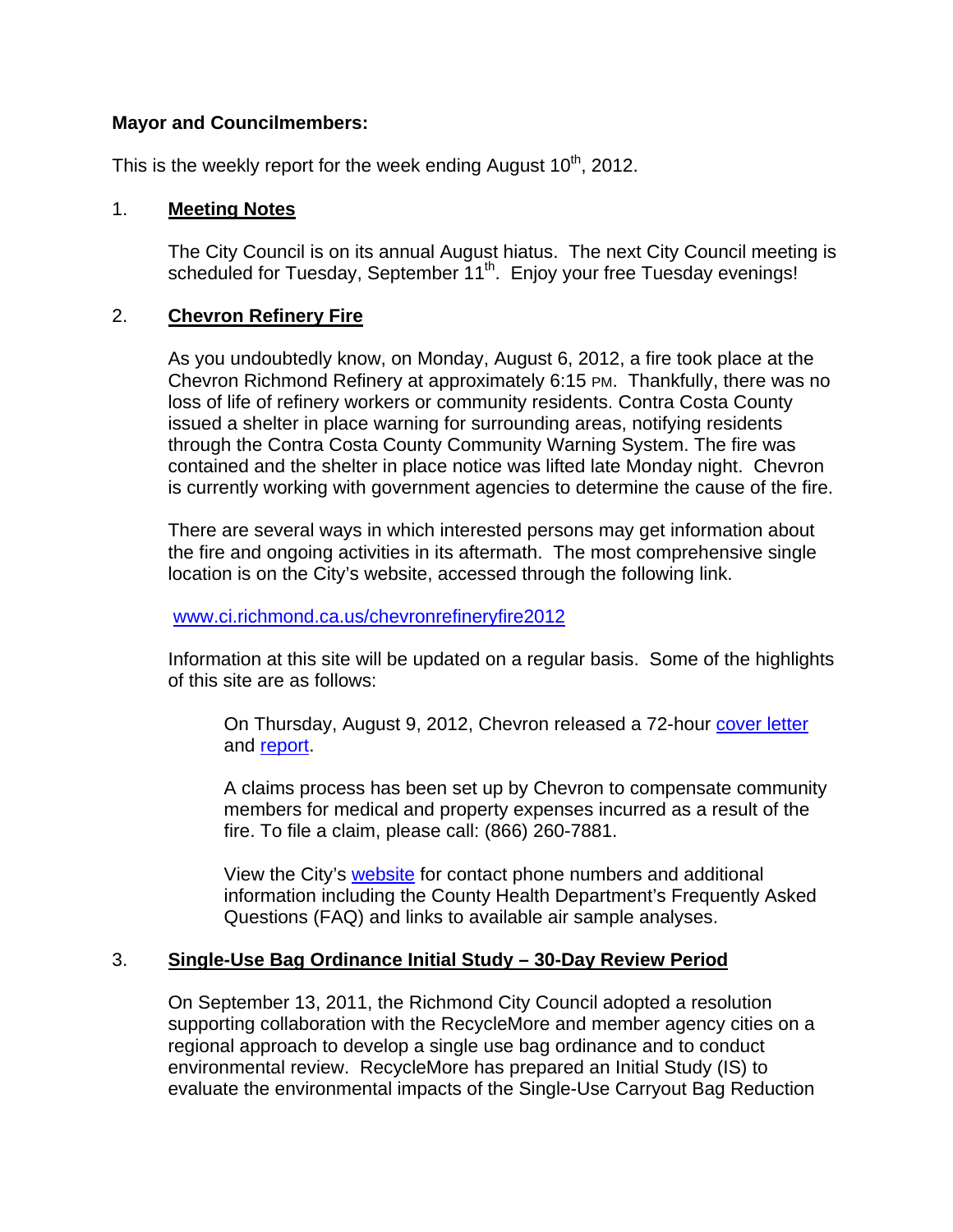**Mayor and Councilmembers:**

This is the weekly report for the week ending August 10th, 2012.

1. **Meeting Notes**

   The City Council is on its annual August hiatus. The next City Council meeting is scheduled for Tuesday, September 11th. Enjoy your free Tuesday evenings!

2. **Chevron Refinery Fire**

   As you undoubtedly know, on Monday, August 6, 2012, a fire took place at the Chevron Richmond Refinery at approximately 6:15 PM. Thankfully, there was no loss of life of refinery workers or community residents. Contra Costa County issued a shelter in place warning for surrounding areas, notifying residents through the Contra Costa County Community Warning System. The fire was contained and the shelter in place notice was lifted late Monday night. Chevron is currently working with government agencies to determine the cause of the fire.

   There are several ways in which interested persons may get information about the fire and ongoing activities in its aftermath. The most comprehensive single location is on the City's website, accessed through the following link.

   www.ci.richmond.ca.us/chevronrefineryfire2012

   Information at this site will be updated on a regular basis. Some of the highlights of this site are as follows:

   > On Thursday, August 9, 2012, Chevron released a 72-hour cover letter and report.
   >
   > A claims process has been set up by Chevron to compensate community members for medical and property expenses incurred as a result of the fire. To file a claim, please call: (866) 260-7881.
   >
   > View the City's website for contact phone numbers and additional information including the County Health Department's Frequently Asked Questions (FAQ) and links to available air sample analyses.

3. **Single-Use Bag Ordinance Initial Study – 30-Day Review Period**

   On September 13, 2011, the Richmond City Council adopted a resolution supporting collaboration with the RecycleMore and member agency cities on a regional approach to develop a single use bag ordinance and to conduct environmental review. RecycleMore has prepared an Initial Study (IS) to evaluate the environmental impacts of the Single-Use Carryout Bag Reduction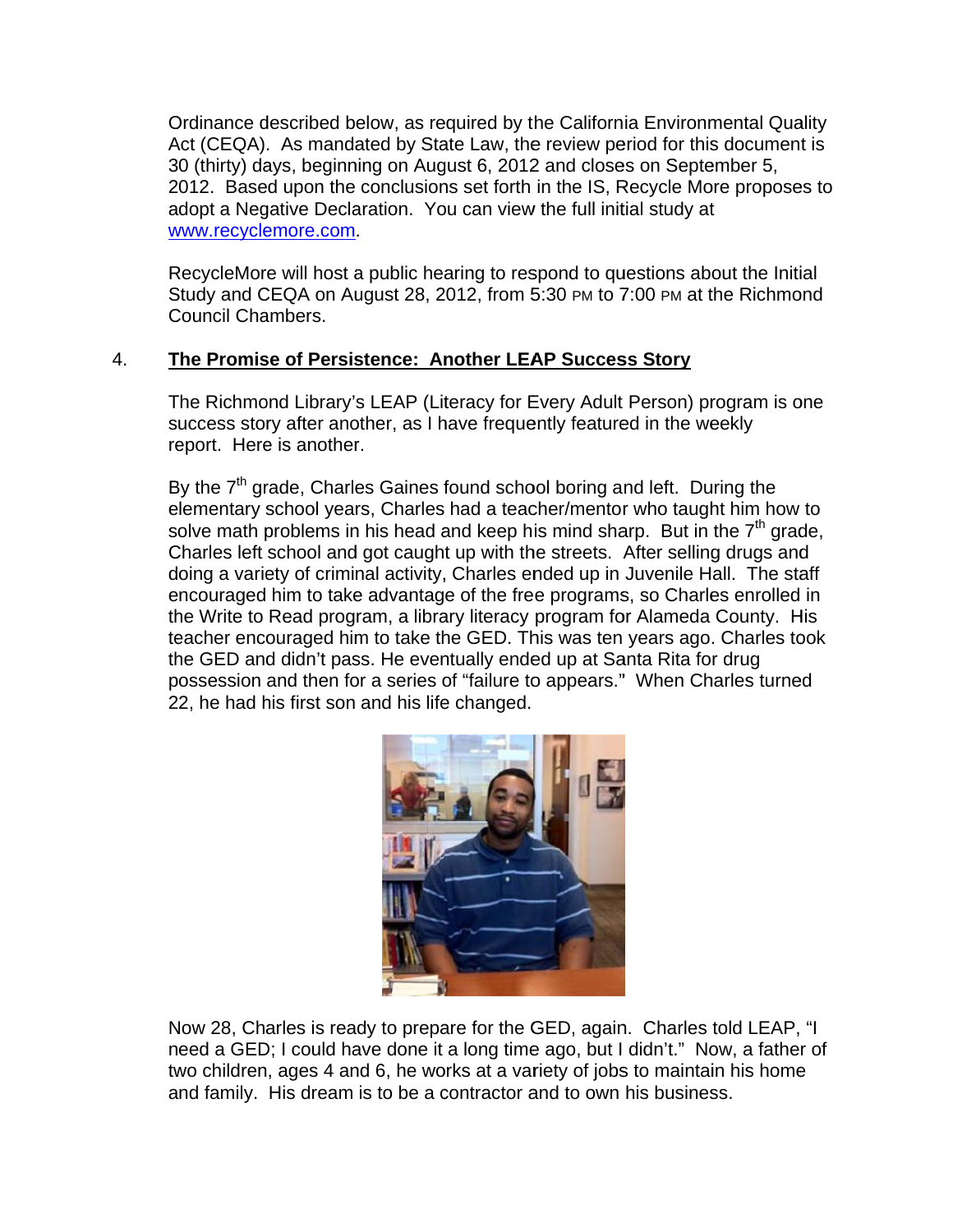Ordinance described below, as required by the California Environmental Quality Act (CEQA). As mandated by State Law, the review period for this document is 30 (thirty) days, beginning on August 6, 2012 and closes on September 5, 2012. Based upon the conclusions set forth in the IS, Recycle More proposes to adopt a Negative Declaration. You can view the full initial study at [www.recyclemore.com](www.recyclemore.com).

RecycleMore will host a public hearing to respond to questions about the Initial Study and CEQA on August 28, 2012, from 5:30 PM to 7:00 PM at the Richmond Council Chambers.

4. **The Promise of Persistence: Another LEAP Success Story**

The Richmond Library's LEAP (Literacy for Every Adult Person) program is one success story after another, as I have frequently featured in the weekly report. Here is another.

By the 7th grade, Charles Gaines found school boring and left. During the elementary school years, Charles had a teacher/mentor who taught him how to solve math problems in his head and keep his mind sharp. But in the 7th grade, Charles left school and got caught up with the streets. After selling drugs and doing a variety of criminal activity, Charles ended up in Juvenile Hall. The staff encouraged him to take advantage of the free programs, so Charles enrolled in the Write to Read program, a library literacy program for Alameda County. His teacher encouraged him to take the GED. This was ten years ago. Charles took the GED and didn't pass. He eventually ended up at Santa Rita for drug possession and then for a series of "failure to appears." When Charles turned 22, he had his first son and his life changed.

Now 28, Charles is ready to prepare for the GED, again. Charles told LEAP, "I need a GED; I could have done it a long time ago, but I didn't." Now, a father of two children, ages 4 and 6, he works at a variety of jobs to maintain his home and family. His dream is to be a contractor and to own his business.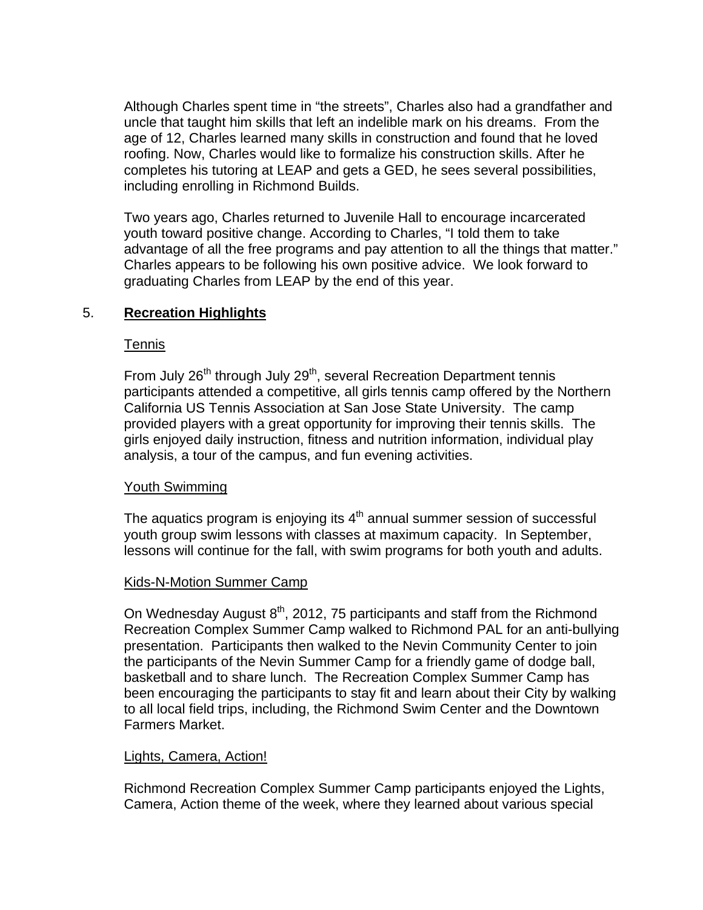Although Charles spent time in "the streets", Charles also had a grandfather and uncle that taught him skills that left an indelible mark on his dreams. From the age of 12, Charles learned many skills in construction and found that he loved roofing. Now, Charles would like to formalize his construction skills. After he completes his tutoring at LEAP and gets a GED, he sees several possibilities, including enrolling in Richmond Builds.

Two years ago, Charles returned to Juvenile Hall to encourage incarcerated youth toward positive change. According to Charles, "I told them to take advantage of all the free programs and pay attention to all the things that matter." Charles appears to be following his own positive advice. We look forward to graduating Charles from LEAP by the end of this year.

## 5. **Recreation Highlights**

### Tennis

From July 26th through July 29th, several Recreation Department tennis participants attended a competitive, all girls tennis camp offered by the Northern California US Tennis Association at San Jose State University. The camp provided players with a great opportunity for improving their tennis skills. The girls enjoyed daily instruction, fitness and nutrition information, individual play analysis, a tour of the campus, and fun evening activities.

### Youth Swimming

The aquatics program is enjoying its 4th annual summer session of successful youth group swim lessons with classes at maximum capacity. In September, lessons will continue for the fall, with swim programs for both youth and adults.

### Kids-N-Motion Summer Camp

On Wednesday August 8th, 2012, 75 participants and staff from the Richmond Recreation Complex Summer Camp walked to Richmond PAL for an anti-bullying presentation. Participants then walked to the Nevin Community Center to join the participants of the Nevin Summer Camp for a friendly game of dodge ball, basketball and to share lunch. The Recreation Complex Summer Camp has been encouraging the participants to stay fit and learn about their City by walking to all local field trips, including, the Richmond Swim Center and the Downtown Farmers Market.

### Lights, Camera, Action!

Richmond Recreation Complex Summer Camp participants enjoyed the Lights, Camera, Action theme of the week, where they learned about various special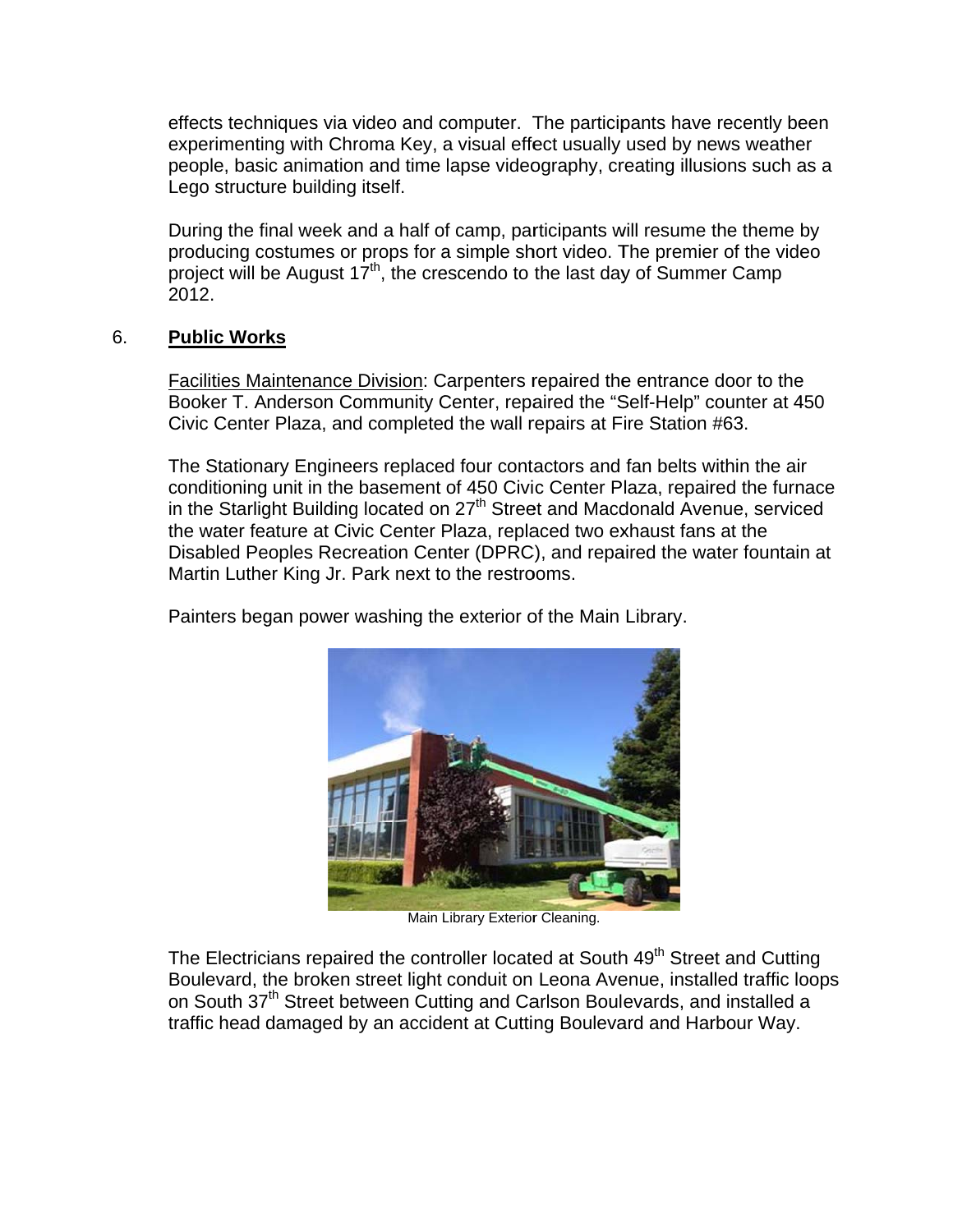effects techniques via video and computer. The participants have recently been experimenting with Chroma Key, a visual effect usually used by news weather people, basic animation and time lapse videography, creating illusions such as a Lego structure building itself.

During the final week and a half of camp, participants will resume the theme by producing costumes or props for a simple short video. The premier of the video project will be August 17th, the crescendo to the last day of Summer Camp 2012.

6. **Public Works**

Facilities Maintenance Division: Carpenters repaired the entrance door to the Booker T. Anderson Community Center, repaired the "Self-Help" counter at 450 Civic Center Plaza, and completed the wall repairs at Fire Station #63.

The Stationary Engineers replaced four contactors and fan belts within the air conditioning unit in the basement of 450 Civic Center Plaza, repaired the furnace in the Starlight Building located on 27th Street and Macdonald Avenue, serviced the water feature at Civic Center Plaza, replaced two exhaust fans at the Disabled Peoples Recreation Center (DPRC), and repaired the water fountain at Martin Luther King Jr. Park next to the restrooms.

Painters began power washing the exterior of the Main Library.

Main Library Exterior Cleaning.

The Electricians repaired the controller located at South 49th Street and Cutting Boulevard, the broken street light conduit on Leona Avenue, installed traffic loops on South 37th Street between Cutting and Carlson Boulevards, and installed a traffic head damaged by an accident at Cutting Boulevard and Harbour Way.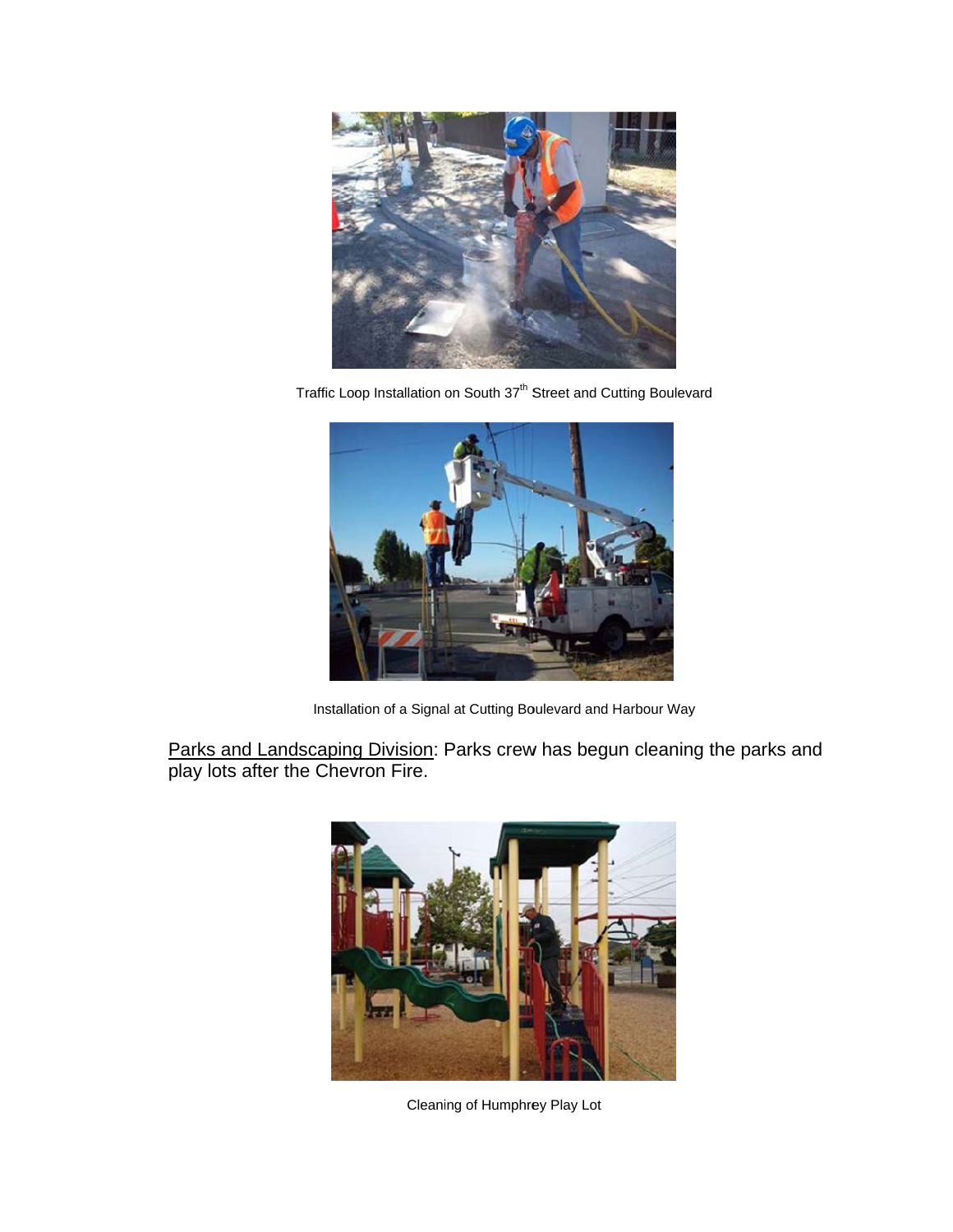Traffic Loop Installation on South 37th Street and Cutting Boulevard

Installation of a Signal at Cutting Boulevard and Harbour Way

Parks and Landscaping Division: Parks crew has begun cleaning the parks and play lots after the Chevron Fire.

Cleaning of Humphrey Play Lot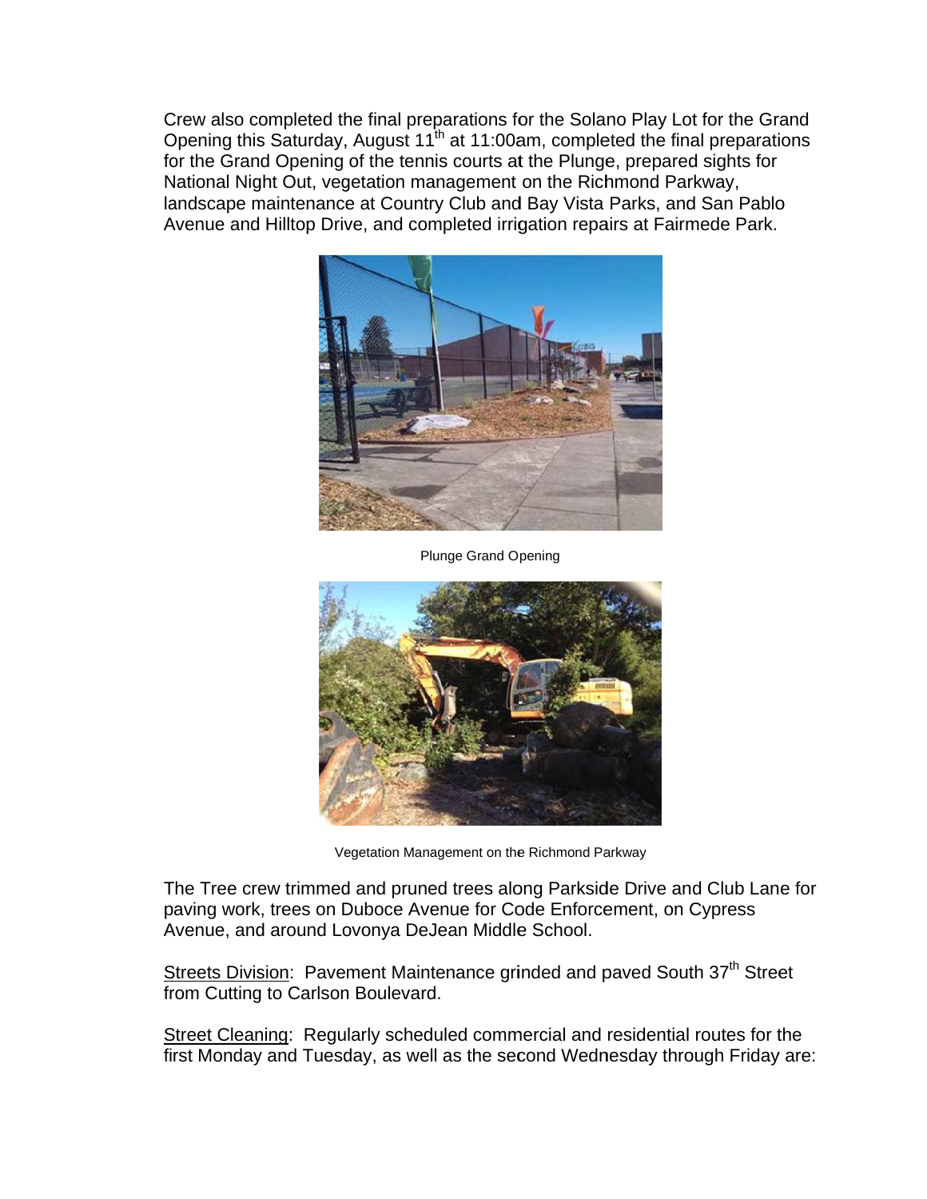Crew also completed the final preparations for the Solano Play Lot for the Grand Opening this Saturday, August 11th at 11:00am, completed the final preparations for the Grand Opening of the tennis courts at the Plunge, prepared sights for National Night Out, vegetation management on the Richmond Parkway, landscape maintenance at Country Club and Bay Vista Parks, and San Pablo Avenue and Hilltop Drive, and completed irrigation repairs at Fairmede Park.

Plunge Grand Opening

Vegetation Management on the Richmond Parkway

The Tree crew trimmed and pruned trees along Parkside Drive and Club Lane for paving work, trees on Duboce Avenue for Code Enforcement, on Cypress Avenue, and around Lovonya DeJean Middle School.

<u>Streets Division</u>: Pavement Maintenance grinded and paved South 37th Street from Cutting to Carlson Boulevard.

<u>Street Cleaning</u>: Regularly scheduled commercial and residential routes for the first Monday and Tuesday, as well as the second Wednesday through Friday are: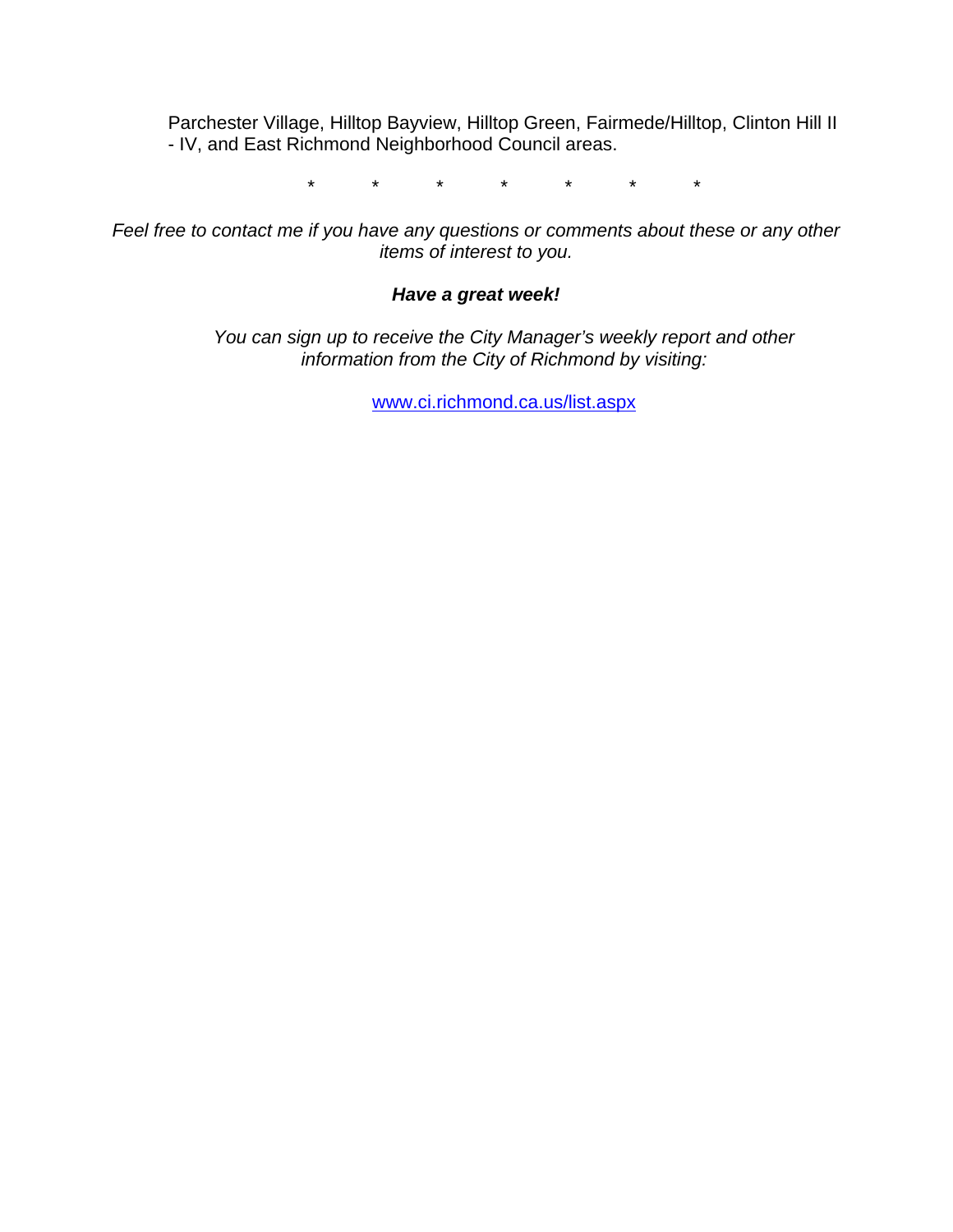Parchester Village, Hilltop Bayview, Hilltop Green, Fairmede/Hilltop, Clinton Hill II - IV, and East Richmond Neighborhood Council areas.

\*       \*       \*       \*       \*       \*       \*

*Feel free to contact me if you have any questions or comments about these or any other items of interest to you.*

***Have a great week!***

*You can sign up to receive the City Manager's weekly report and other information from the City of Richmond by visiting:*

[www.ci.richmond.ca.us/list.aspx](http://www.ci.richmond.ca.us/list.aspx)